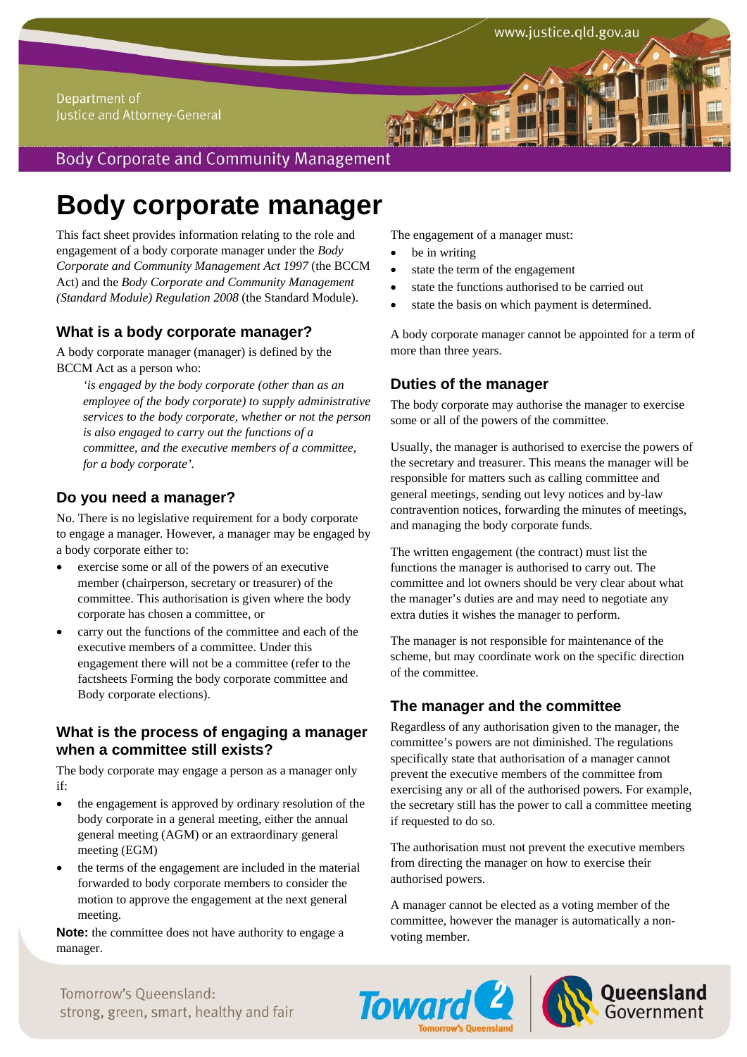Department of Justice and Attorney-General

Body Corporate and Community Management

# Body corporate manager

This fact sheet provides information relating to the role and engagement of a body corporate manager under the *Body Corporate and Community Management Act 1997* (the BCCM Act) and the *Body Corporate and Community Management (Standard Module) Regulation 2008* (the Standard Module).

## What is a body corporate manager?

A body corporate manager (manager) is defined by the BCCM Act as a person who:

> *'is engaged by the body corporate (other than as an employee of the body corporate) to supply administrative services to the body corporate, whether or not the person is also engaged to carry out the functions of a committee, and the executive members of a committee, for a body corporate'.*

## Do you need a manager?

No. There is no legislative requirement for a body corporate to engage a manager. However, a manager may be engaged by a body corporate either to:

- exercise some or all of the powers of an executive member (chairperson, secretary or treasurer) of the committee. This authorisation is given where the body corporate has chosen a committee, or
- carry out the functions of the committee and each of the executive members of a committee. Under this engagement there will not be a committee (refer to the factsheets Forming the body corporate committee and Body corporate elections).

## What is the process of engaging a manager when a committee still exists?

The body corporate may engage a person as a manager only if:

- the engagement is approved by ordinary resolution of the body corporate in a general meeting, either the annual general meeting (AGM) or an extraordinary general meeting (EGM)
- the terms of the engagement are included in the material forwarded to body corporate members to consider the motion to approve the engagement at the next general meeting.

**Note:** the committee does not have authority to engage a manager.

The engagement of a manager must:

- be in writing
- state the term of the engagement
- state the functions authorised to be carried out
- state the basis on which payment is determined.

A body corporate manager cannot be appointed for a term of more than three years.

## Duties of the manager

The body corporate may authorise the manager to exercise some or all of the powers of the committee.

Usually, the manager is authorised to exercise the powers of the secretary and treasurer. This means the manager will be responsible for matters such as calling committee and general meetings, sending out levy notices and by-law contravention notices, forwarding the minutes of meetings, and managing the body corporate funds.

The written engagement (the contract) must list the functions the manager is authorised to carry out. The committee and lot owners should be very clear about what the manager's duties are and may need to negotiate any extra duties it wishes the manager to perform.

The manager is not responsible for maintenance of the scheme, but may coordinate work on the specific direction of the committee.

## The manager and the committee

Regardless of any authorisation given to the manager, the committee's powers are not diminished. The regulations specifically state that authorisation of a manager cannot prevent the executive members of the committee from exercising any or all of the authorised powers. For example, the secretary still has the power to call a committee meeting if requested to do so.

The authorisation must not prevent the executive members from directing the manager on how to exercise their authorised powers.

A manager cannot be elected as a voting member of the committee, however the manager is automatically a non-voting member.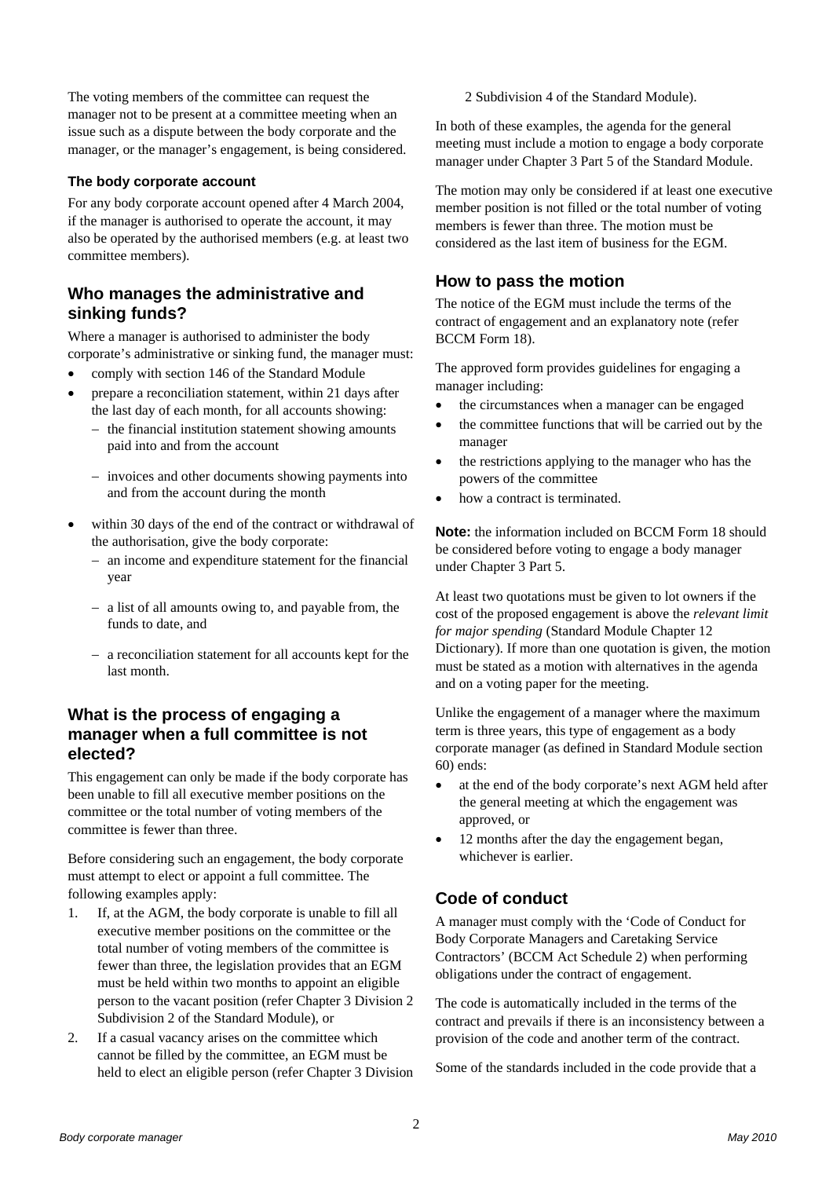The voting members of the committee can request the manager not to be present at a committee meeting when an issue such as a dispute between the body corporate and the manager, or the manager's engagement, is being considered.

### The body corporate account

For any body corporate account opened after 4 March 2004, if the manager is authorised to operate the account, it may also be operated by the authorised members (e.g. at least two committee members).

## Who manages the administrative and sinking funds?

Where a manager is authorised to administer the body corporate's administrative or sinking fund, the manager must:

- comply with section 146 of the Standard Module
- prepare a reconciliation statement, within 21 days after the last day of each month, for all accounts showing:
  - the financial institution statement showing amounts paid into and from the account
  - invoices and other documents showing payments into and from the account during the month
- within 30 days of the end of the contract or withdrawal of the authorisation, give the body corporate:
  - an income and expenditure statement for the financial year
  - a list of all amounts owing to, and payable from, the funds to date, and
  - a reconciliation statement for all accounts kept for the last month.

## What is the process of engaging a manager when a full committee is not elected?

This engagement can only be made if the body corporate has been unable to fill all executive member positions on the committee or the total number of voting members of the committee is fewer than three.

Before considering such an engagement, the body corporate must attempt to elect or appoint a full committee. The following examples apply:

1. If, at the AGM, the body corporate is unable to fill all executive member positions on the committee or the total number of voting members of the committee is fewer than three, the legislation provides that an EGM must be held within two months to appoint an eligible person to the vacant position (refer Chapter 3 Division 2 Subdivision 2 of the Standard Module), or
2. If a casual vacancy arises on the committee which cannot be filled by the committee, an EGM must be held to elect an eligible person (refer Chapter 3 Division 2 Subdivision 4 of the Standard Module).

In both of these examples, the agenda for the general meeting must include a motion to engage a body corporate manager under Chapter 3 Part 5 of the Standard Module.

The motion may only be considered if at least one executive member position is not filled or the total number of voting members is fewer than three. The motion must be considered as the last item of business for the EGM.

## How to pass the motion

The notice of the EGM must include the terms of the contract of engagement and an explanatory note (refer BCCM Form 18).

The approved form provides guidelines for engaging a manager including:

- the circumstances when a manager can be engaged
- the committee functions that will be carried out by the manager
- the restrictions applying to the manager who has the powers of the committee
- how a contract is terminated.

**Note:** the information included on BCCM Form 18 should be considered before voting to engage a body manager under Chapter 3 Part 5.

At least two quotations must be given to lot owners if the cost of the proposed engagement is above the *relevant limit for major spending* (Standard Module Chapter 12 Dictionary). If more than one quotation is given, the motion must be stated as a motion with alternatives in the agenda and on a voting paper for the meeting.

Unlike the engagement of a manager where the maximum term is three years, this type of engagement as a body corporate manager (as defined in Standard Module section 60) ends:

- at the end of the body corporate's next AGM held after the general meeting at which the engagement was approved, or
- 12 months after the day the engagement began, whichever is earlier.

## Code of conduct

A manager must comply with the 'Code of Conduct for Body Corporate Managers and Caretaking Service Contractors' (BCCM Act Schedule 2) when performing obligations under the contract of engagement.

The code is automatically included in the terms of the contract and prevails if there is an inconsistency between a provision of the code and another term of the contract.

Some of the standards included in the code provide that a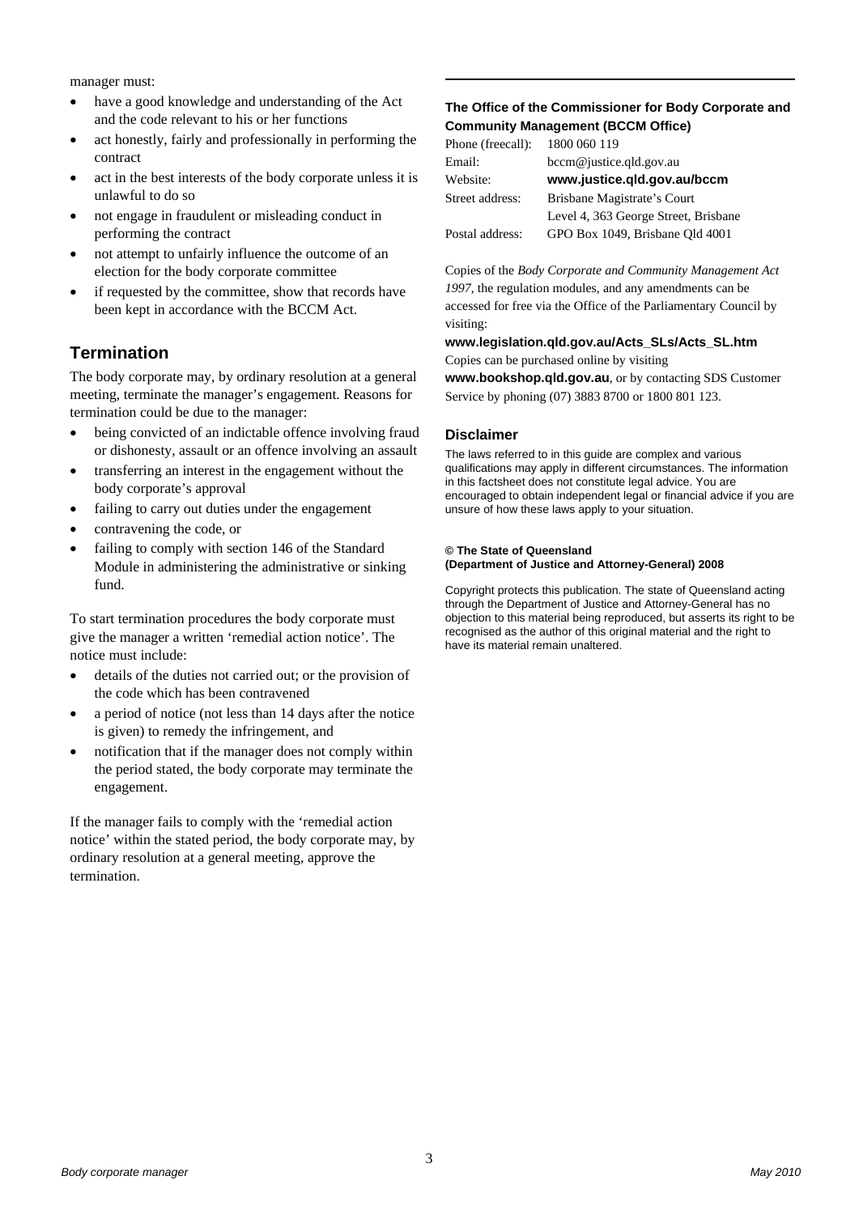manager must:

- have a good knowledge and understanding of the Act and the code relevant to his or her functions
- act honestly, fairly and professionally in performing the contract
- act in the best interests of the body corporate unless it is unlawful to do so
- not engage in fraudulent or misleading conduct in performing the contract
- not attempt to unfairly influence the outcome of an election for the body corporate committee
- if requested by the committee, show that records have been kept in accordance with the BCCM Act.

## Termination

The body corporate may, by ordinary resolution at a general meeting, terminate the manager's engagement. Reasons for termination could be due to the manager:

- being convicted of an indictable offence involving fraud or dishonesty, assault or an offence involving an assault
- transferring an interest in the engagement without the body corporate's approval
- failing to carry out duties under the engagement
- contravening the code, or
- failing to comply with section 146 of the Standard Module in administering the administrative or sinking fund.

To start termination procedures the body corporate must give the manager a written 'remedial action notice'. The notice must include:

- details of the duties not carried out; or the provision of the code which has been contravened
- a period of notice (not less than 14 days after the notice is given) to remedy the infringement, and
- notification that if the manager does not comply within the period stated, the body corporate may terminate the engagement.

If the manager fails to comply with the 'remedial action notice' within the stated period, the body corporate may, by ordinary resolution at a general meeting, approve the termination.

**The Office of the Commissioner for Body Corporate and Community Management (BCCM Office)**

| | |
|---|---|
| Phone (freecall): | 1800 060 119 |
| Email: | bccm@justice.qld.gov.au |
| Website: | **www.justice.qld.gov.au/bccm** |
| Street address: | Brisbane Magistrate's Court<br>Level 4, 363 George Street, Brisbane |
| Postal address: | GPO Box 1049, Brisbane Qld 4001 |

Copies of the *Body Corporate and Community Management Act 1997*, the regulation modules, and any amendments can be accessed for free via the Office of the Parliamentary Council by visiting:

**www.legislation.qld.gov.au/Acts_SLs/Acts_SL.htm**

Copies can be purchased online by visiting **www.bookshop.qld.gov.au**, or by contacting SDS Customer Service by phoning (07) 3883 8700 or 1800 801 123.

### Disclaimer

The laws referred to in this guide are complex and various qualifications may apply in different circumstances. The information in this factsheet does not constitute legal advice. You are encouraged to obtain independent legal or financial advice if you are unsure of how these laws apply to your situation.

**© The State of Queensland**
**(Department of Justice and Attorney-General) 2008**

Copyright protects this publication. The state of Queensland acting through the Department of Justice and Attorney-General has no objection to this material being reproduced, but asserts its right to be recognised as the author of this original material and the right to have its material remain unaltered.